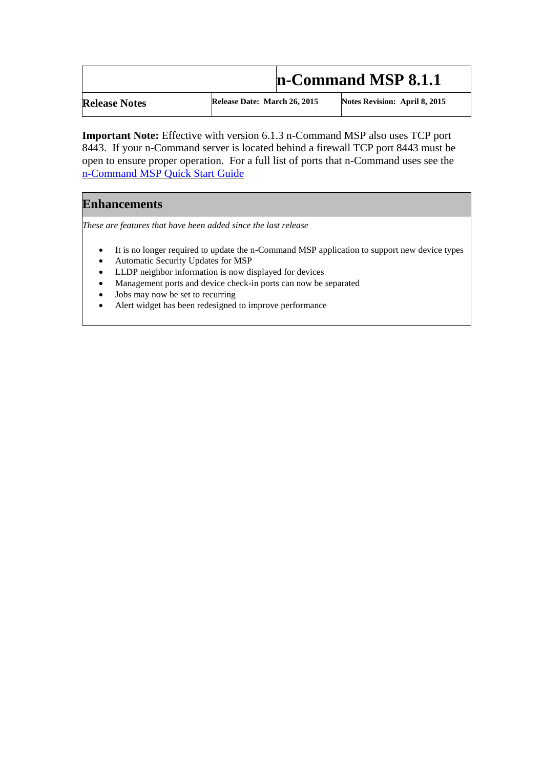| | n-Command MSP 8.1.1 | |
|---|---|---|
| **Release Notes** | **Release Date: March 26, 2015** | **Notes Revision: April 8, 2015** |

**Important Note:** Effective with version 6.1.3 n-Command MSP also uses TCP port 8443. If your n-Command server is located behind a firewall TCP port 8443 must be open to ensure proper operation. For a full list of ports that n-Command uses see the n-Command MSP Quick Start Guide

## Enhancements

*These are features that have been added since the last release*

- It is no longer required to update the n-Command MSP application to support new device types
- Automatic Security Updates for MSP
- LLDP neighbor information is now displayed for devices
- Management ports and device check-in ports can now be separated
- Jobs may now be set to recurring
- Alert widget has been redesigned to improve performance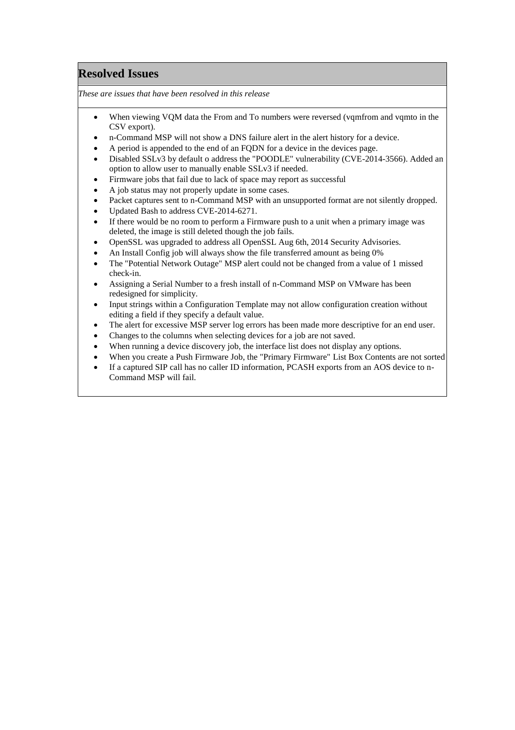## Resolved Issues

*These are issues that have been resolved in this release*

- When viewing VQM data the From and To numbers were reversed (vqmfrom and vqmto in the CSV export).
- n-Command MSP will not show a DNS failure alert in the alert history for a device.
- A period is appended to the end of an FQDN for a device in the devices page.
- Disabled SSLv3 by default o address the "POODLE" vulnerability (CVE-2014-3566). Added an option to allow user to manually enable SSLv3 if needed.
- Firmware jobs that fail due to lack of space may report as successful
- A job status may not properly update in some cases.
- Packet captures sent to n-Command MSP with an unsupported format are not silently dropped.
- Updated Bash to address CVE-2014-6271.
- If there would be no room to perform a Firmware push to a unit when a primary image was deleted, the image is still deleted though the job fails.
- OpenSSL was upgraded to address all OpenSSL Aug 6th, 2014 Security Advisories.
- An Install Config job will always show the file transferred amount as being 0%
- The "Potential Network Outage" MSP alert could not be changed from a value of 1 missed check-in.
- Assigning a Serial Number to a fresh install of n-Command MSP on VMware has been redesigned for simplicity.
- Input strings within a Configuration Template may not allow configuration creation without editing a field if they specify a default value.
- The alert for excessive MSP server log errors has been made more descriptive for an end user.
- Changes to the columns when selecting devices for a job are not saved.
- When running a device discovery job, the interface list does not display any options.
- When you create a Push Firmware Job, the "Primary Firmware" List Box Contents are not sorted
- If a captured SIP call has no caller ID information, PCASH exports from an AOS device to n-Command MSP will fail.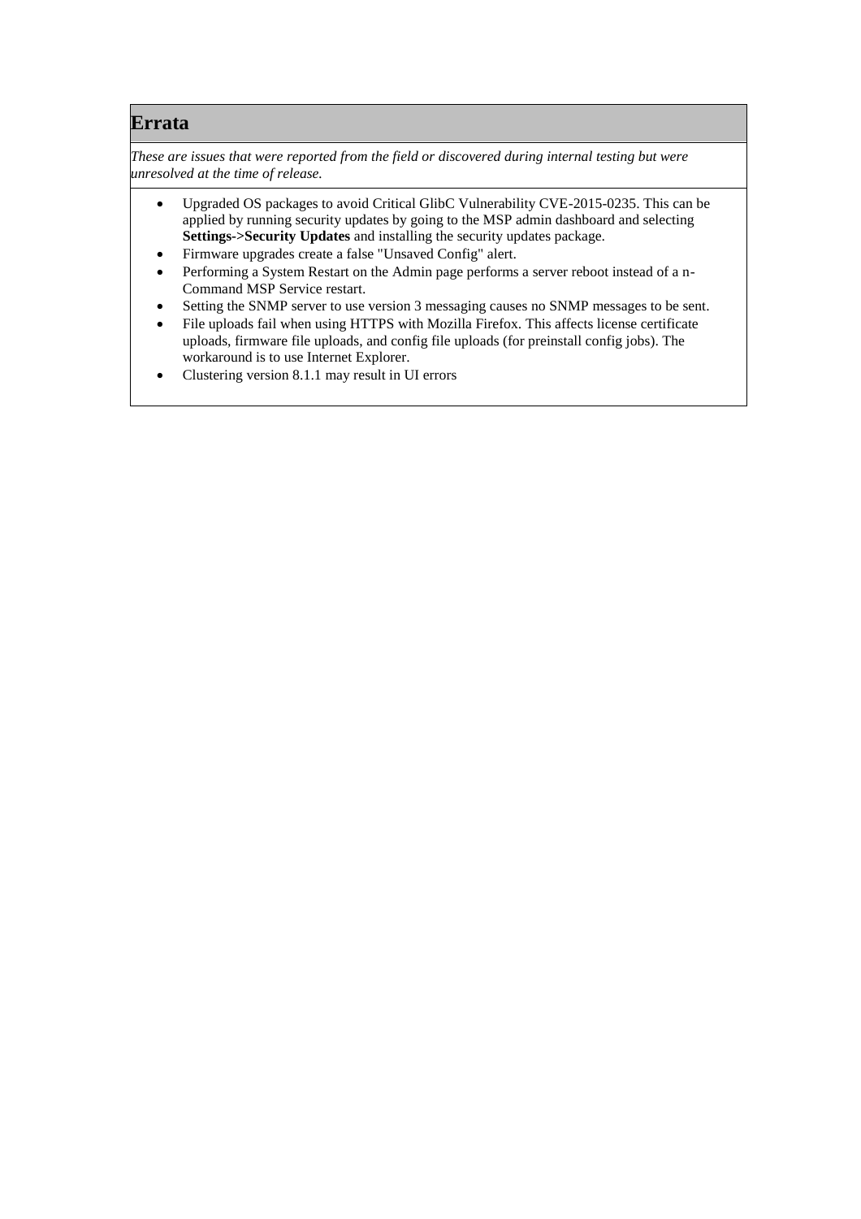## Errata

*These are issues that were reported from the field or discovered during internal testing but were unresolved at the time of release.*

- Upgraded OS packages to avoid Critical GlibC Vulnerability CVE-2015-0235. This can be applied by running security updates by going to the MSP admin dashboard and selecting **Settings->Security Updates** and installing the security updates package.
- Firmware upgrades create a false "Unsaved Config" alert.
- Performing a System Restart on the Admin page performs a server reboot instead of a n-Command MSP Service restart.
- Setting the SNMP server to use version 3 messaging causes no SNMP messages to be sent.
- File uploads fail when using HTTPS with Mozilla Firefox. This affects license certificate uploads, firmware file uploads, and config file uploads (for preinstall config jobs). The workaround is to use Internet Explorer.
- Clustering version 8.1.1 may result in UI errors